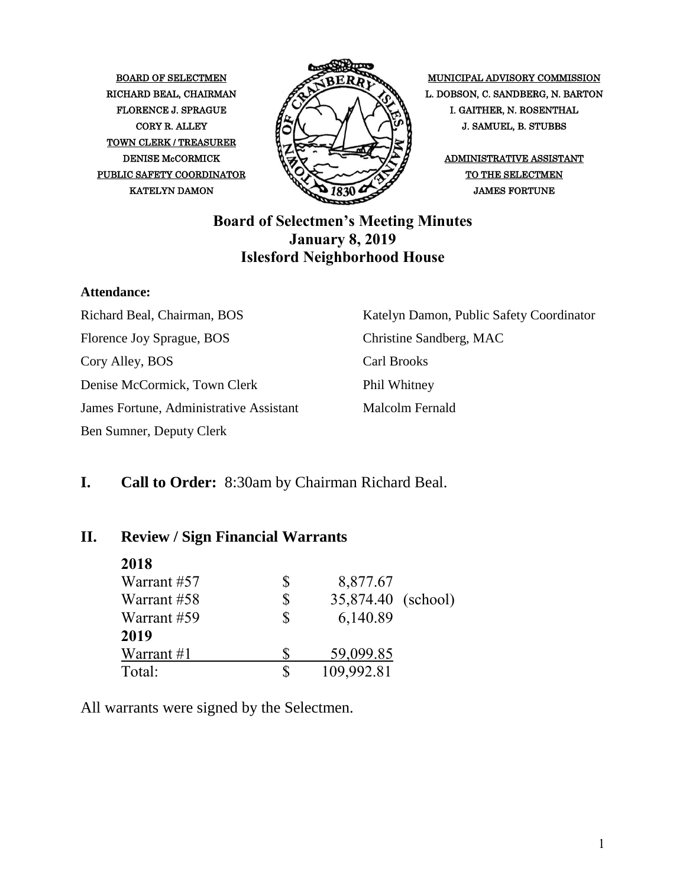BOARD OF SELECTMEN
RICHARD BEAL, CHAIRMAN
FLORENCE J. SPRAGUE
CORY R. ALLEY

TOWN CLERK / TREASURER
DENISE McCORMICK

PUBLIC SAFETY COORDINATOR
KATELYN DAMON

MUNICIPAL ADVISORY COMMISSION
L. DOBSON, C. SANDBERG, N. BARTON
I. GAITHER, N. ROSENTHAL
J. SAMUEL, B. STUBBS

ADMINISTRATIVE ASSISTANT TO THE SELECTMEN
JAMES FORTUNE

# Board of Selectmen's Meeting Minutes
## January 8, 2019
## Islesford Neighborhood House

**Attendance:**

Richard Beal, Chairman, BOS
Florence Joy Sprague, BOS
Cory Alley, BOS
Denise McCormick, Town Clerk
James Fortune, Administrative Assistant
Ben Sumner, Deputy Clerk
Katelyn Damon, Public Safety Coordinator
Christine Sandberg, MAC
Carl Brooks
Phil Whitney
Malcolm Fernald

## I. Call to Order: 8:30am by Chairman Richard Beal.

## II. Review / Sign Financial Warrants

| | | | |
|---|---|---|---|
| **2018** | | | |
| Warrant #57 | $ | 8,877.67 | |
| Warrant #58 | $ | 35,874.40 | (school) |
| Warrant #59 | $ | 6,140.89 | |
| **2019** | | | |
| Warrant #1 | $ | 59,099.85 | |
| Total: | $ | 109,992.81 | |

All warrants were signed by the Selectmen.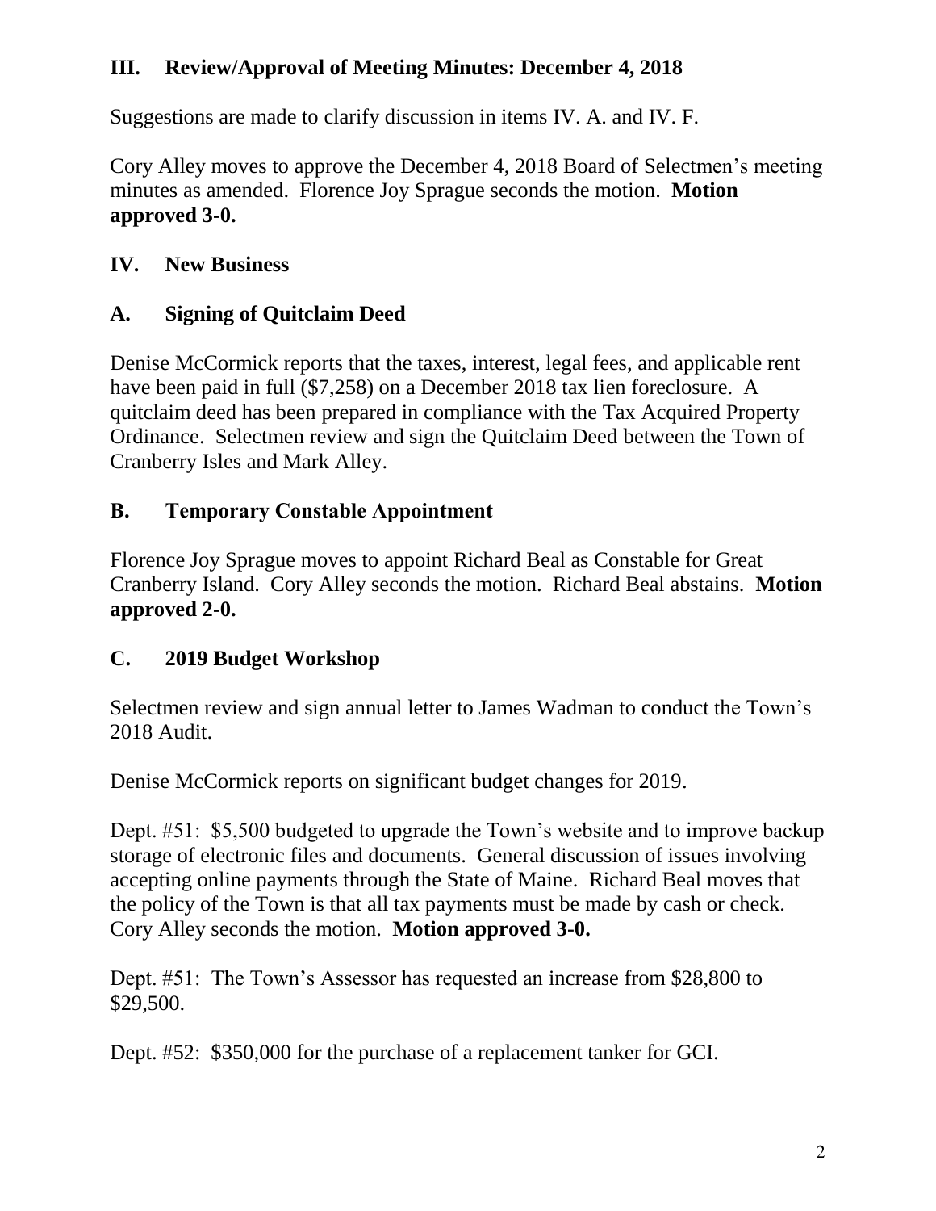## III. Review/Approval of Meeting Minutes: December 4, 2018

Suggestions are made to clarify discussion in items IV. A. and IV. F.

Cory Alley moves to approve the December 4, 2018 Board of Selectmen's meeting minutes as amended. Florence Joy Sprague seconds the motion. **Motion approved 3-0.**

## IV. New Business

### A. Signing of Quitclaim Deed

Denise McCormick reports that the taxes, interest, legal fees, and applicable rent have been paid in full ($7,258) on a December 2018 tax lien foreclosure. A quitclaim deed has been prepared in compliance with the Tax Acquired Property Ordinance. Selectmen review and sign the Quitclaim Deed between the Town of Cranberry Isles and Mark Alley.

### B. Temporary Constable Appointment

Florence Joy Sprague moves to appoint Richard Beal as Constable for Great Cranberry Island. Cory Alley seconds the motion. Richard Beal abstains. **Motion approved 2-0.**

### C. 2019 Budget Workshop

Selectmen review and sign annual letter to James Wadman to conduct the Town's 2018 Audit.

Denise McCormick reports on significant budget changes for 2019.

Dept. #51: $5,500 budgeted to upgrade the Town's website and to improve backup storage of electronic files and documents. General discussion of issues involving accepting online payments through the State of Maine. Richard Beal moves that the policy of the Town is that all tax payments must be made by cash or check. Cory Alley seconds the motion. **Motion approved 3-0.**

Dept. #51: The Town's Assessor has requested an increase from $28,800 to $29,500.

Dept. #52: $350,000 for the purchase of a replacement tanker for GCI.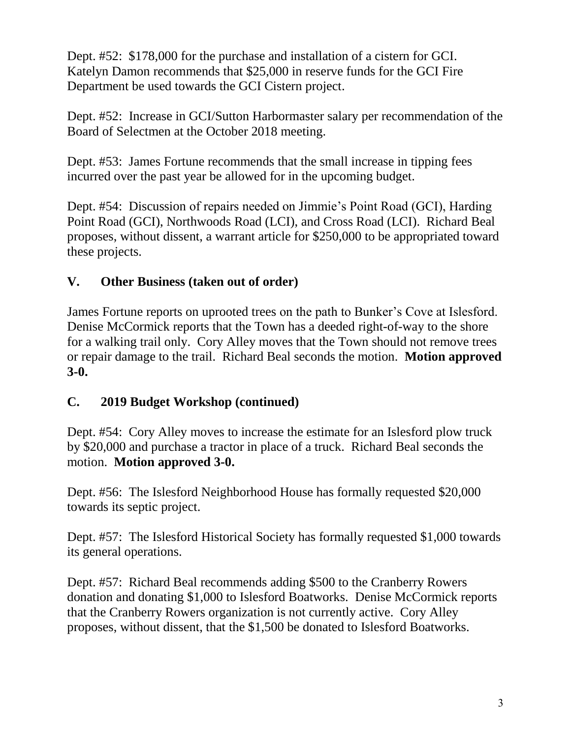Dept. #52: $178,000 for the purchase and installation of a cistern for GCI. Katelyn Damon recommends that $25,000 in reserve funds for the GCI Fire Department be used towards the GCI Cistern project.

Dept. #52: Increase in GCI/Sutton Harbormaster salary per recommendation of the Board of Selectmen at the October 2018 meeting.

Dept. #53: James Fortune recommends that the small increase in tipping fees incurred over the past year be allowed for in the upcoming budget.

Dept. #54: Discussion of repairs needed on Jimmie's Point Road (GCI), Harding Point Road (GCI), Northwoods Road (LCI), and Cross Road (LCI). Richard Beal proposes, without dissent, a warrant article for $250,000 to be appropriated toward these projects.

## V. Other Business (taken out of order)

James Fortune reports on uprooted trees on the path to Bunker's Cove at Islesford. Denise McCormick reports that the Town has a deeded right-of-way to the shore for a walking trail only. Cory Alley moves that the Town should not remove trees or repair damage to the trail. Richard Beal seconds the motion. **Motion approved 3-0.**

## C. 2019 Budget Workshop (continued)

Dept. #54: Cory Alley moves to increase the estimate for an Islesford plow truck by $20,000 and purchase a tractor in place of a truck. Richard Beal seconds the motion. **Motion approved 3-0.**

Dept. #56: The Islesford Neighborhood House has formally requested $20,000 towards its septic project.

Dept. #57: The Islesford Historical Society has formally requested $1,000 towards its general operations.

Dept. #57: Richard Beal recommends adding $500 to the Cranberry Rowers donation and donating $1,000 to Islesford Boatworks. Denise McCormick reports that the Cranberry Rowers organization is not currently active. Cory Alley proposes, without dissent, that the $1,500 be donated to Islesford Boatworks.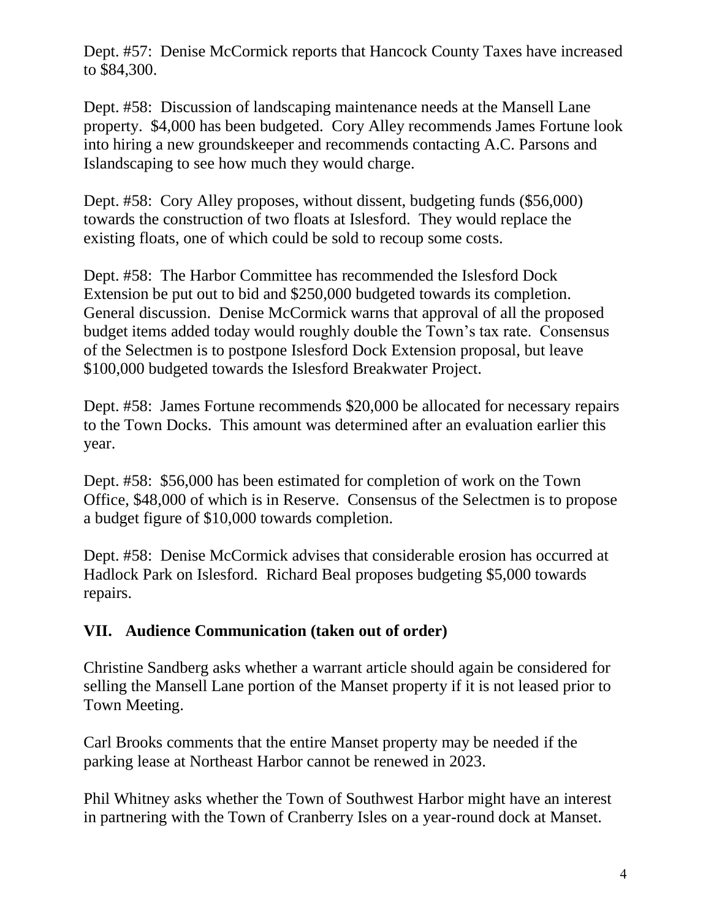Dept. #57: Denise McCormick reports that Hancock County Taxes have increased to $84,300.

Dept. #58: Discussion of landscaping maintenance needs at the Mansell Lane property. $4,000 has been budgeted. Cory Alley recommends James Fortune look into hiring a new groundskeeper and recommends contacting A.C. Parsons and Islandscaping to see how much they would charge.

Dept. #58: Cory Alley proposes, without dissent, budgeting funds ($56,000) towards the construction of two floats at Islesford. They would replace the existing floats, one of which could be sold to recoup some costs.

Dept. #58: The Harbor Committee has recommended the Islesford Dock Extension be put out to bid and $250,000 budgeted towards its completion. General discussion. Denise McCormick warns that approval of all the proposed budget items added today would roughly double the Town's tax rate. Consensus of the Selectmen is to postpone Islesford Dock Extension proposal, but leave $100,000 budgeted towards the Islesford Breakwater Project.

Dept. #58: James Fortune recommends $20,000 be allocated for necessary repairs to the Town Docks. This amount was determined after an evaluation earlier this year.

Dept. #58: $56,000 has been estimated for completion of work on the Town Office, $48,000 of which is in Reserve. Consensus of the Selectmen is to propose a budget figure of $10,000 towards completion.

Dept. #58: Denise McCormick advises that considerable erosion has occurred at Hadlock Park on Islesford. Richard Beal proposes budgeting $5,000 towards repairs.

## VII. Audience Communication (taken out of order)

Christine Sandberg asks whether a warrant article should again be considered for selling the Mansell Lane portion of the Manset property if it is not leased prior to Town Meeting.

Carl Brooks comments that the entire Manset property may be needed if the parking lease at Northeast Harbor cannot be renewed in 2023.

Phil Whitney asks whether the Town of Southwest Harbor might have an interest in partnering with the Town of Cranberry Isles on a year-round dock at Manset.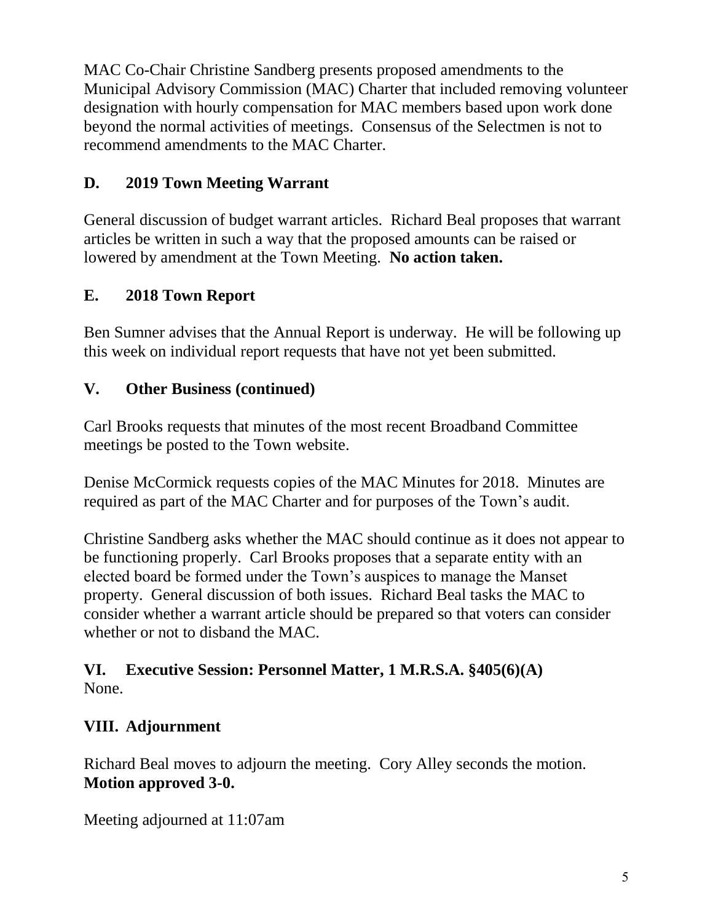MAC Co-Chair Christine Sandberg presents proposed amendments to the Municipal Advisory Commission (MAC) Charter that included removing volunteer designation with hourly compensation for MAC members based upon work done beyond the normal activities of meetings. Consensus of the Selectmen is not to recommend amendments to the MAC Charter.

## D. 2019 Town Meeting Warrant

General discussion of budget warrant articles. Richard Beal proposes that warrant articles be written in such a way that the proposed amounts can be raised or lowered by amendment at the Town Meeting. **No action taken.**

## E. 2018 Town Report

Ben Sumner advises that the Annual Report is underway. He will be following up this week on individual report requests that have not yet been submitted.

## V. Other Business (continued)

Carl Brooks requests that minutes of the most recent Broadband Committee meetings be posted to the Town website.

Denise McCormick requests copies of the MAC Minutes for 2018. Minutes are required as part of the MAC Charter and for purposes of the Town's audit.

Christine Sandberg asks whether the MAC should continue as it does not appear to be functioning properly. Carl Brooks proposes that a separate entity with an elected board be formed under the Town's auspices to manage the Manset property. General discussion of both issues. Richard Beal tasks the MAC to consider whether a warrant article should be prepared so that voters can consider whether or not to disband the MAC.

## VI. Executive Session: Personnel Matter, 1 M.R.S.A. §405(6)(A)

None.

## VIII. Adjournment

Richard Beal moves to adjourn the meeting. Cory Alley seconds the motion. **Motion approved 3-0.**

Meeting adjourned at 11:07am